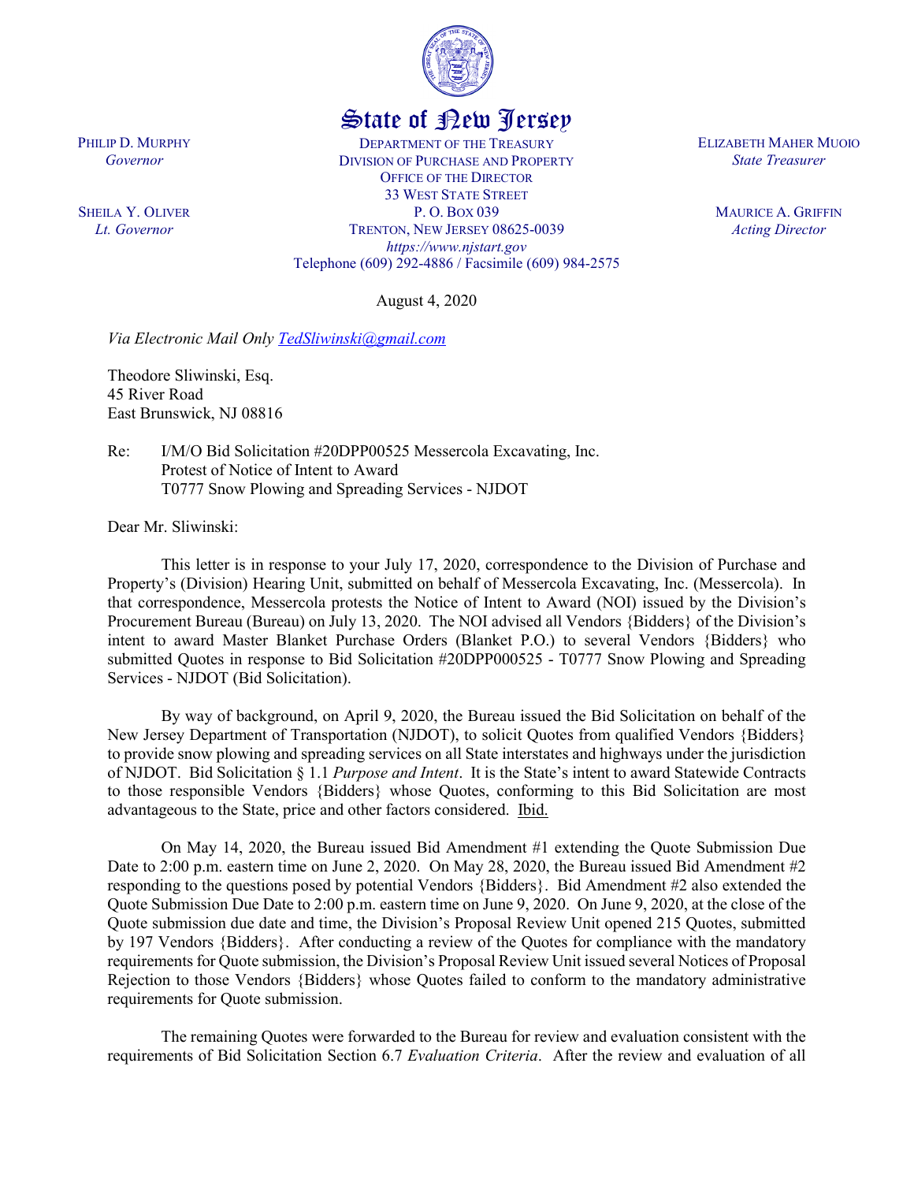# State of New Jersey

PHILIP D. MURPHY
*Governor*

SHEILA Y. OLIVER
*Lt. Governor*

DEPARTMENT OF THE TREASURY
DIVISION OF PURCHASE AND PROPERTY
OFFICE OF THE DIRECTOR
33 WEST STATE STREET
P. O. BOX 039
TRENTON, NEW JERSEY 08625-0039
*https://www.njstart.gov*
Telephone (609) 292-4886 / Facsimile (609) 984-2575

ELIZABETH MAHER MUOIO
*State Treasurer*

MAURICE A. GRIFFIN
*Acting Director*

August 4, 2020

*Via Electronic Mail Only TedSliwinski@gmail.com*

Theodore Sliwinski, Esq.
45 River Road
East Brunswick, NJ 08816

Re: I/M/O Bid Solicitation #20DPP00525 Messercola Excavating, Inc.
Protest of Notice of Intent to Award
T0777 Snow Plowing and Spreading Services - NJDOT

Dear Mr. Sliwinski:

This letter is in response to your July 17, 2020, correspondence to the Division of Purchase and Property's (Division) Hearing Unit, submitted on behalf of Messercola Excavating, Inc. (Messercola). In that correspondence, Messercola protests the Notice of Intent to Award (NOI) issued by the Division's Procurement Bureau (Bureau) on July 13, 2020. The NOI advised all Vendors {Bidders} of the Division's intent to award Master Blanket Purchase Orders (Blanket P.O.) to several Vendors {Bidders} who submitted Quotes in response to Bid Solicitation #20DPP000525 - T0777 Snow Plowing and Spreading Services - NJDOT (Bid Solicitation).

By way of background, on April 9, 2020, the Bureau issued the Bid Solicitation on behalf of the New Jersey Department of Transportation (NJDOT), to solicit Quotes from qualified Vendors {Bidders} to provide snow plowing and spreading services on all State interstates and highways under the jurisdiction of NJDOT. Bid Solicitation § 1.1 *Purpose and Intent*. It is the State's intent to award Statewide Contracts to those responsible Vendors {Bidders} whose Quotes, conforming to this Bid Solicitation are most advantageous to the State, price and other factors considered. Ibid.

On May 14, 2020, the Bureau issued Bid Amendment #1 extending the Quote Submission Due Date to 2:00 p.m. eastern time on June 2, 2020. On May 28, 2020, the Bureau issued Bid Amendment #2 responding to the questions posed by potential Vendors {Bidders}. Bid Amendment #2 also extended the Quote Submission Due Date to 2:00 p.m. eastern time on June 9, 2020. On June 9, 2020, at the close of the Quote submission due date and time, the Division's Proposal Review Unit opened 215 Quotes, submitted by 197 Vendors {Bidders}. After conducting a review of the Quotes for compliance with the mandatory requirements for Quote submission, the Division's Proposal Review Unit issued several Notices of Proposal Rejection to those Vendors {Bidders} whose Quotes failed to conform to the mandatory administrative requirements for Quote submission.

The remaining Quotes were forwarded to the Bureau for review and evaluation consistent with the requirements of Bid Solicitation Section 6.7 *Evaluation Criteria*. After the review and evaluation of all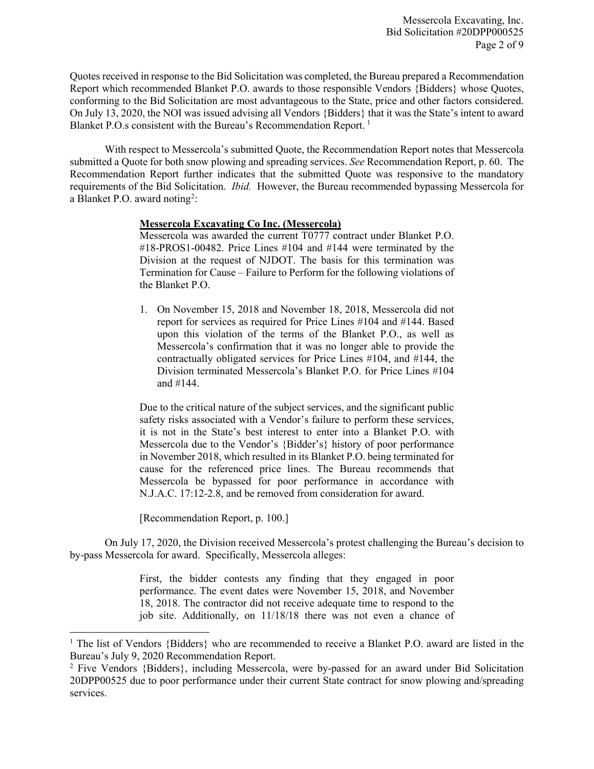Quotes received in response to the Bid Solicitation was completed, the Bureau prepared a Recommendation Report which recommended Blanket P.O. awards to those responsible Vendors {Bidders} whose Quotes, conforming to the Bid Solicitation are most advantageous to the State, price and other factors considered. On July 13, 2020, the NOI was issued advising all Vendors {Bidders} that it was the State's intent to award Blanket P.O.s consistent with the Bureau's Recommendation Report. [1]

With respect to Messercola's submitted Quote, the Recommendation Report notes that Messercola submitted a Quote for both snow plowing and spreading services. *See* Recommendation Report, p. 60. The Recommendation Report further indicates that the submitted Quote was responsive to the mandatory requirements of the Bid Solicitation. *Ibid.* However, the Bureau recommended bypassing Messercola for a Blanket P.O. award noting[2]:

> **Messercola Excavating Co Inc. (Messercola)**
>
> Messercola was awarded the current T0777 contract under Blanket P.O. #18-PROS1-00482. Price Lines #104 and #144 were terminated by the Division at the request of NJDOT. The basis for this termination was Termination for Cause – Failure to Perform for the following violations of the Blanket P.O.
>
> 1. On November 15, 2018 and November 18, 2018, Messercola did not report for services as required for Price Lines #104 and #144. Based upon this violation of the terms of the Blanket P.O., as well as Messercola's confirmation that it was no longer able to provide the contractually obligated services for Price Lines #104, and #144, the Division terminated Messercola's Blanket P.O. for Price Lines #104 and #144.
>
> Due to the critical nature of the subject services, and the significant public safety risks associated with a Vendor's failure to perform these services, it is not in the State's best interest to enter into a Blanket P.O. with Messercola due to the Vendor's {Bidder's} history of poor performance in November 2018, which resulted in its Blanket P.O. being terminated for cause for the referenced price lines. The Bureau recommends that Messercola be bypassed for poor performance in accordance with N.J.A.C. 17:12-2.8, and be removed from consideration for award.
>
> [Recommendation Report, p. 100.]

On July 17, 2020, the Division received Messercola's protest challenging the Bureau's decision to by-pass Messercola for award. Specifically, Messercola alleges:

> First, the bidder contests any finding that they engaged in poor performance. The event dates were November 15, 2018, and November 18, 2018. The contractor did not receive adequate time to respond to the job site. Additionally, on 11/18/18 there was not even a chance of

---

[1] The list of Vendors {Bidders} who are recommended to receive a Blanket P.O. award are listed in the Bureau's July 9, 2020 Recommendation Report.

[2] Five Vendors {Bidders}, including Messercola, were by-passed for an award under Bid Solicitation 20DPP00525 due to poor performance under their current State contract for snow plowing and/spreading services.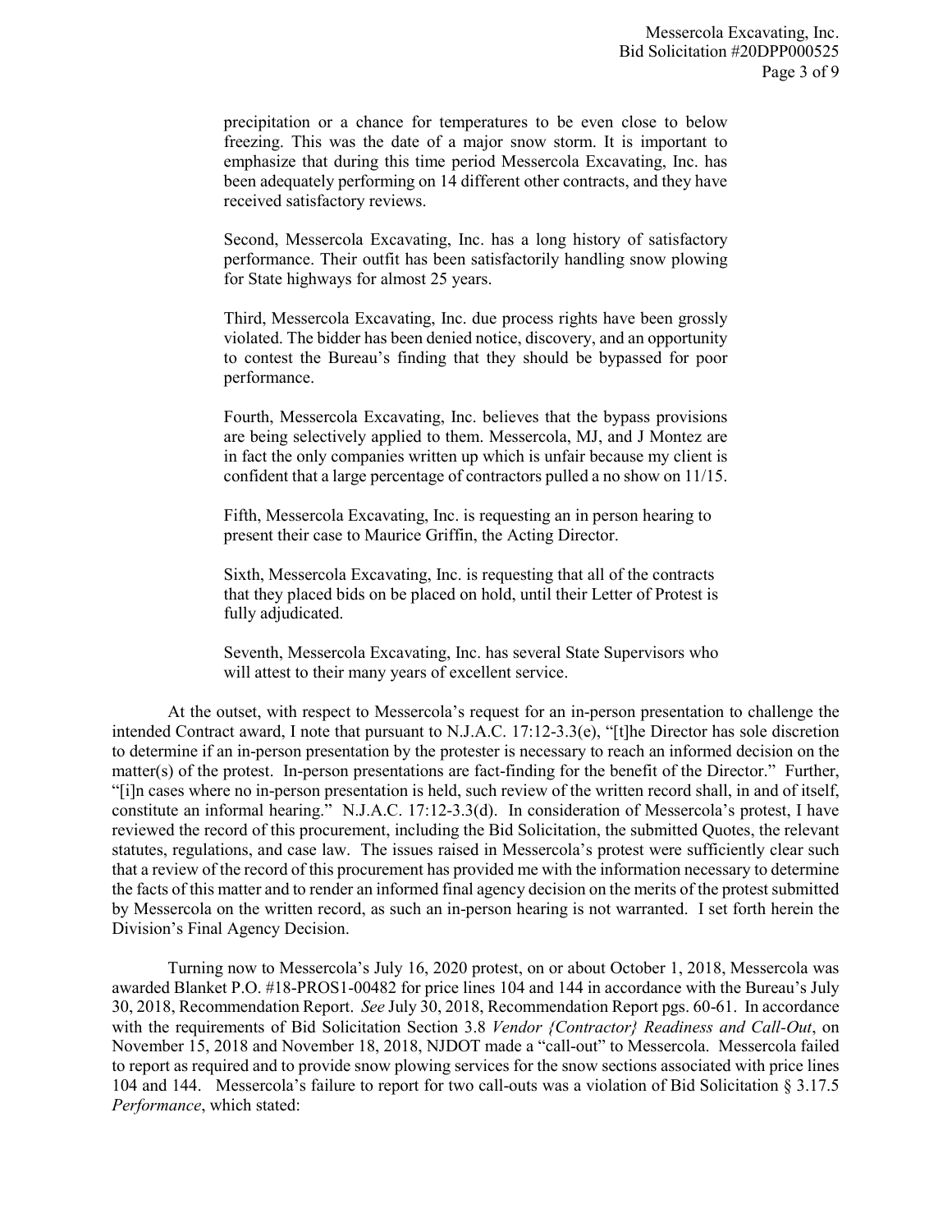precipitation or a chance for temperatures to be even close to below freezing. This was the date of a major snow storm. It is important to emphasize that during this time period Messercola Excavating, Inc. has been adequately performing on 14 different other contracts, and they have received satisfactory reviews.

> Second, Messercola Excavating, Inc. has a long history of satisfactory performance. Their outfit has been satisfactorily handling snow plowing for State highways for almost 25 years.
>
> Third, Messercola Excavating, Inc. due process rights have been grossly violated. The bidder has been denied notice, discovery, and an opportunity to contest the Bureau's finding that they should be bypassed for poor performance.
>
> Fourth, Messercola Excavating, Inc. believes that the bypass provisions are being selectively applied to them. Messercola, MJ, and J Montez are in fact the only companies written up which is unfair because my client is confident that a large percentage of contractors pulled a no show on 11/15.
>
> Fifth, Messercola Excavating, Inc. is requesting an in person hearing to present their case to Maurice Griffin, the Acting Director.
>
> Sixth, Messercola Excavating, Inc. is requesting that all of the contracts that they placed bids on be placed on hold, until their Letter of Protest is fully adjudicated.
>
> Seventh, Messercola Excavating, Inc. has several State Supervisors who will attest to their many years of excellent service.

At the outset, with respect to Messercola's request for an in-person presentation to challenge the intended Contract award, I note that pursuant to N.J.A.C. 17:12-3.3(e), "[t]he Director has sole discretion to determine if an in-person presentation by the protester is necessary to reach an informed decision on the matter(s) of the protest. In-person presentations are fact-finding for the benefit of the Director." Further, "[i]n cases where no in-person presentation is held, such review of the written record shall, in and of itself, constitute an informal hearing." N.J.A.C. 17:12-3.3(d). In consideration of Messercola's protest, I have reviewed the record of this procurement, including the Bid Solicitation, the submitted Quotes, the relevant statutes, regulations, and case law. The issues raised in Messercola's protest were sufficiently clear such that a review of the record of this procurement has provided me with the information necessary to determine the facts of this matter and to render an informed final agency decision on the merits of the protest submitted by Messercola on the written record, as such an in-person hearing is not warranted. I set forth herein the Division's Final Agency Decision.

Turning now to Messercola's July 16, 2020 protest, on or about October 1, 2018, Messercola was awarded Blanket P.O. #18-PROS1-00482 for price lines 104 and 144 in accordance with the Bureau's July 30, 2018, Recommendation Report. *See* July 30, 2018, Recommendation Report pgs. 60-61. In accordance with the requirements of Bid Solicitation Section 3.8 *Vendor {Contractor} Readiness and Call-Out*, on November 15, 2018 and November 18, 2018, NJDOT made a "call-out" to Messercola. Messercola failed to report as required and to provide snow plowing services for the snow sections associated with price lines 104 and 144. Messercola's failure to report for two call-outs was a violation of Bid Solicitation § 3.17.5 *Performance*, which stated: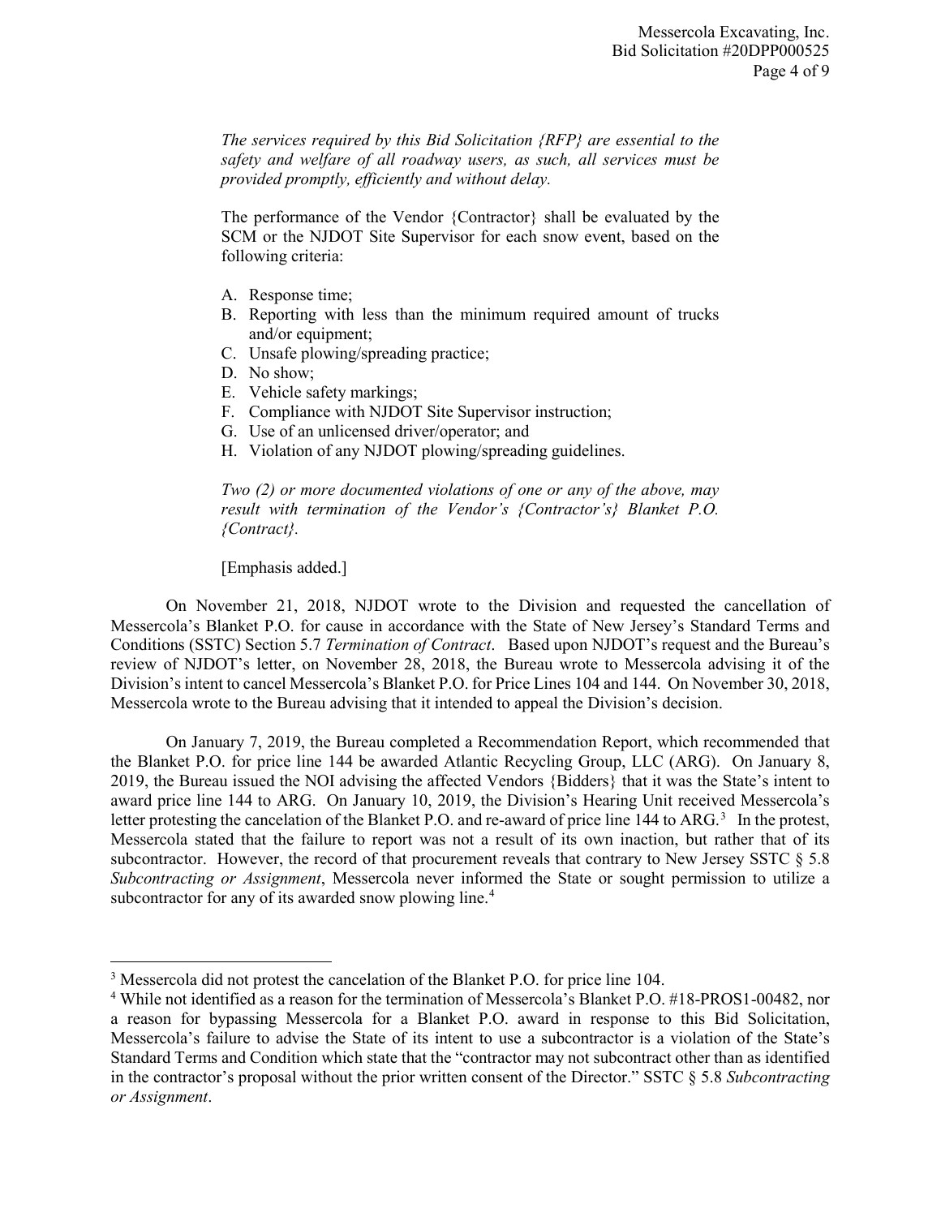> *The services required by this Bid Solicitation {RFP} are essential to the safety and welfare of all roadway users, as such, all services must be provided promptly, efficiently and without delay.*
>
> The performance of the Vendor {Contractor} shall be evaluated by the SCM or the NJDOT Site Supervisor for each snow event, based on the following criteria:
>
> A. Response time;
> B. Reporting with less than the minimum required amount of trucks and/or equipment;
> C. Unsafe plowing/spreading practice;
> D. No show;
> E. Vehicle safety markings;
> F. Compliance with NJDOT Site Supervisor instruction;
> G. Use of an unlicensed driver/operator; and
> H. Violation of any NJDOT plowing/spreading guidelines.
>
> *Two (2) or more documented violations of one or any of the above, may result with termination of the Vendor's {Contractor's} Blanket P.O. {Contract}.*
>
> [Emphasis added.]

On November 21, 2018, NJDOT wrote to the Division and requested the cancellation of Messercola's Blanket P.O. for cause in accordance with the State of New Jersey's Standard Terms and Conditions (SSTC) Section 5.7 *Termination of Contract*. Based upon NJDOT's request and the Bureau's review of NJDOT's letter, on November 28, 2018, the Bureau wrote to Messercola advising it of the Division's intent to cancel Messercola's Blanket P.O. for Price Lines 104 and 144. On November 30, 2018, Messercola wrote to the Bureau advising that it intended to appeal the Division's decision.

On January 7, 2019, the Bureau completed a Recommendation Report, which recommended that the Blanket P.O. for price line 144 be awarded Atlantic Recycling Group, LLC (ARG). On January 8, 2019, the Bureau issued the NOI advising the affected Vendors {Bidders} that it was the State's intent to award price line 144 to ARG. On January 10, 2019, the Division's Hearing Unit received Messercola's letter protesting the cancelation of the Blanket P.O. and re-award of price line 144 to ARG.[3] In the protest, Messercola stated that the failure to report was not a result of its own inaction, but rather that of its subcontractor. However, the record of that procurement reveals that contrary to New Jersey SSTC § 5.8 *Subcontracting or Assignment*, Messercola never informed the State or sought permission to utilize a subcontractor for any of its awarded snow plowing line.[4]

---

[3] Messercola did not protest the cancelation of the Blanket P.O. for price line 104.

[4] While not identified as a reason for the termination of Messercola's Blanket P.O. #18-PROS1-00482, nor a reason for bypassing Messercola for a Blanket P.O. award in response to this Bid Solicitation, Messercola's failure to advise the State of its intent to use a subcontractor is a violation of the State's Standard Terms and Condition which state that the "contractor may not subcontract other than as identified in the contractor's proposal without the prior written consent of the Director." SSTC § 5.8 *Subcontracting or Assignment*.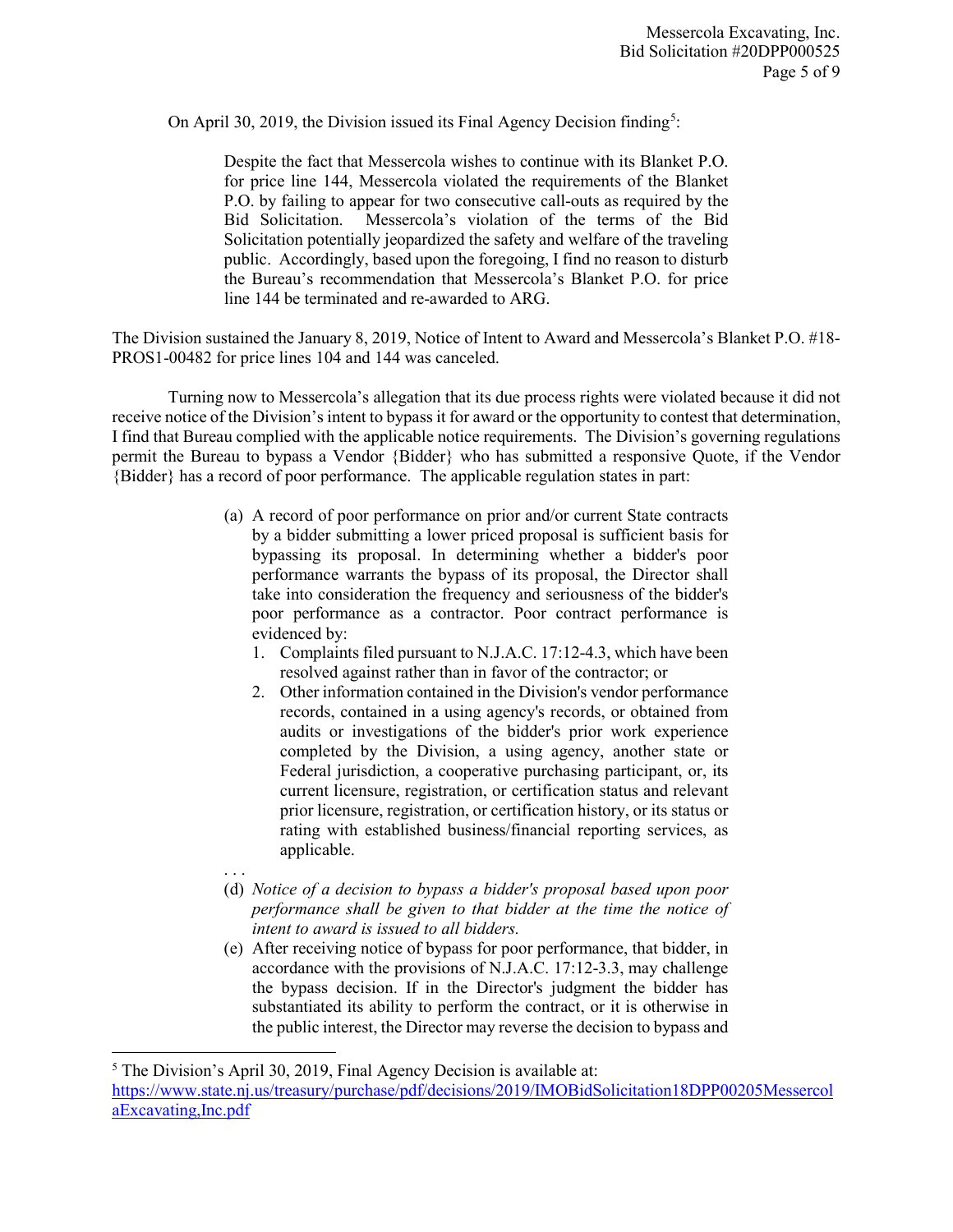On April 30, 2019, the Division issued its Final Agency Decision finding[5]:

> Despite the fact that Messercola wishes to continue with its Blanket P.O. for price line 144, Messercola violated the requirements of the Blanket P.O. by failing to appear for two consecutive call-outs as required by the Bid Solicitation. Messercola's violation of the terms of the Bid Solicitation potentially jeopardized the safety and welfare of the traveling public. Accordingly, based upon the foregoing, I find no reason to disturb the Bureau's recommendation that Messercola's Blanket P.O. for price line 144 be terminated and re-awarded to ARG.

The Division sustained the January 8, 2019, Notice of Intent to Award and Messercola's Blanket P.O. #18-PROS1-00482 for price lines 104 and 144 was canceled.

Turning now to Messercola's allegation that its due process rights were violated because it did not receive notice of the Division's intent to bypass it for award or the opportunity to contest that determination, I find that Bureau complied with the applicable notice requirements. The Division's governing regulations permit the Bureau to bypass a Vendor {Bidder} who has submitted a responsive Quote, if the Vendor {Bidder} has a record of poor performance. The applicable regulation states in part:

> (a) A record of poor performance on prior and/or current State contracts by a bidder submitting a lower priced proposal is sufficient basis for bypassing its proposal. In determining whether a bidder's poor performance warrants the bypass of its proposal, the Director shall take into consideration the frequency and seriousness of the bidder's poor performance as a contractor. Poor contract performance is evidenced by:
>
> 1. Complaints filed pursuant to N.J.A.C. 17:12-4.3, which have been resolved against rather than in favor of the contractor; or
> 2. Other information contained in the Division's vendor performance records, contained in a using agency's records, or obtained from audits or investigations of the bidder's prior work experience completed by the Division, a using agency, another state or Federal jurisdiction, a cooperative purchasing participant, or, its current licensure, registration, or certification status and relevant prior licensure, registration, or certification history, or its status or rating with established business/financial reporting services, as applicable.
>
> . . .
>
> (d) *Notice of a decision to bypass a bidder's proposal based upon poor performance shall be given to that bidder at the time the notice of intent to award is issued to all bidders.*
>
> (e) After receiving notice of bypass for poor performance, that bidder, in accordance with the provisions of N.J.A.C. 17:12-3.3, may challenge the bypass decision. If in the Director's judgment the bidder has substantiated its ability to perform the contract, or it is otherwise in the public interest, the Director may reverse the decision to bypass and

---

[5] The Division's April 30, 2019, Final Agency Decision is available at: https://www.state.nj.us/treasury/purchase/pdf/decisions/2019/IMOBidSolicitation18DPP00205MessercolaExcavating,Inc.pdf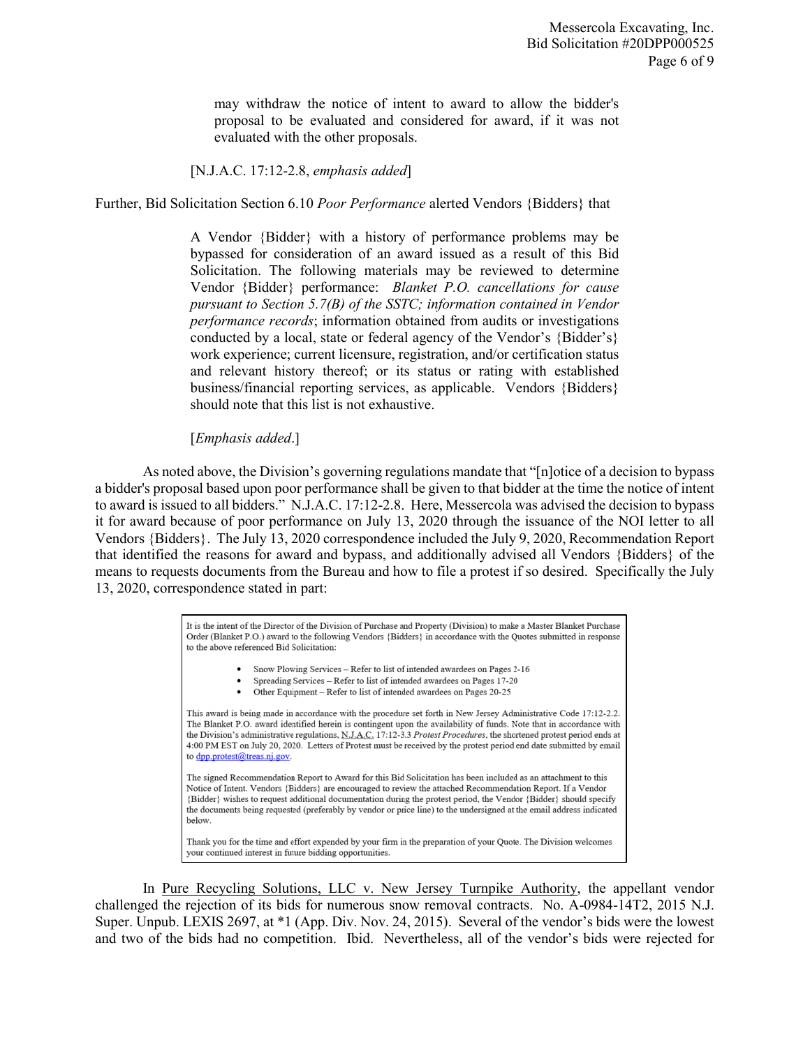> may withdraw the notice of intent to award to allow the bidder's proposal to be evaluated and considered for award, if it was not evaluated with the other proposals.
>
> [N.J.A.C. 17:12-2.8, *emphasis added*]

Further, Bid Solicitation Section 6.10 *Poor Performance* alerted Vendors {Bidders} that

> A Vendor {Bidder} with a history of performance problems may be bypassed for consideration of an award issued as a result of this Bid Solicitation. The following materials may be reviewed to determine Vendor {Bidder} performance: *Blanket P.O. cancellations for cause pursuant to Section 5.7(B) of the SSTC; information contained in Vendor performance records*; information obtained from audits or investigations conducted by a local, state or federal agency of the Vendor's {Bidder's} work experience; current licensure, registration, and/or certification status and relevant history thereof; or its status or rating with established business/financial reporting services, as applicable. Vendors {Bidders} should note that this list is not exhaustive.
>
> [*Emphasis added*.]

As noted above, the Division's governing regulations mandate that "[n]otice of a decision to bypass a bidder's proposal based upon poor performance shall be given to that bidder at the time the notice of intent to award is issued to all bidders." N.J.A.C. 17:12-2.8. Here, Messercola was advised the decision to bypass it for award because of poor performance on July 13, 2020 through the issuance of the NOI letter to all Vendors {Bidders}. The July 13, 2020 correspondence included the July 9, 2020, Recommendation Report that identified the reasons for award and bypass, and additionally advised all Vendors {Bidders} of the means to requests documents from the Bureau and how to file a protest if so desired. Specifically the July 13, 2020, correspondence stated in part:

> It is the intent of the Director of the Division of Purchase and Property (Division) to make a Master Blanket Purchase Order (Blanket P.O.) award to the following Vendors {Bidders} in accordance with the Quotes submitted in response to the above referenced Bid Solicitation:
>
> - Snow Plowing Services – Refer to list of intended awardees on Pages 2-16
> - Spreading Services – Refer to list of intended awardees on Pages 17-20
> - Other Equipment – Refer to list of intended awardees on Pages 20-25
>
> This award is being made in accordance with the procedure set forth in New Jersey Administrative Code 17:12-2.2. The Blanket P.O. award identified herein is contingent upon the availability of funds. Note that in accordance with the Division's administrative regulations, N.J.A.C. 17:12-3.3 *Protest Procedures*, the shortened protest period ends at 4:00 PM EST on July 20, 2020. Letters of Protest must be received by the protest period end date submitted by email to dpp.protest@treas.nj.gov.
>
> The signed Recommendation Report to Award for this Bid Solicitation has been included as an attachment to this Notice of Intent. Vendors {Bidders} are encouraged to review the attached Recommendation Report. If a Vendor {Bidder} wishes to request additional documentation during the protest period, the Vendor {Bidder} should specify the documents being requested (preferably by vendor or price line) to the undersigned at the email address indicated below.
>
> Thank you for the time and effort expended by your firm in the preparation of your Quote. The Division welcomes your continued interest in future bidding opportunities.

In Pure Recycling Solutions, LLC v. New Jersey Turnpike Authority, the appellant vendor challenged the rejection of its bids for numerous snow removal contracts. No. A-0984-14T2, 2015 N.J. Super. Unpub. LEXIS 2697, at *1 (App. Div. Nov. 24, 2015). Several of the vendor's bids were the lowest and two of the bids had no competition. Ibid. Nevertheless, all of the vendor's bids were rejected for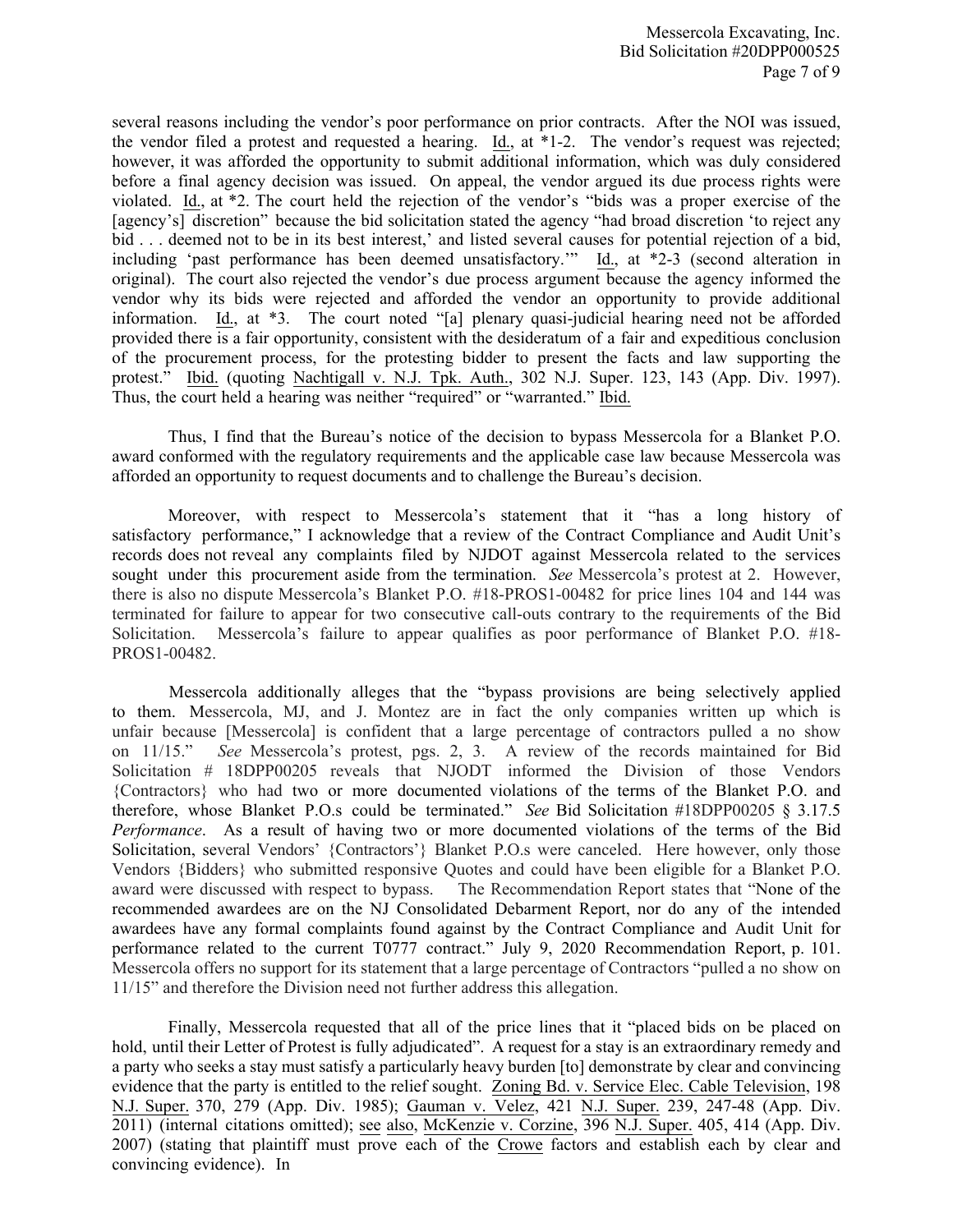several reasons including the vendor's poor performance on prior contracts. After the NOI was issued, the vendor filed a protest and requested a hearing. Id., at *1-2. The vendor's request was rejected; however, it was afforded the opportunity to submit additional information, which was duly considered before a final agency decision was issued. On appeal, the vendor argued its due process rights were violated. Id., at *2. The court held the rejection of the vendor's "bids was a proper exercise of the [agency's] discretion" because the bid solicitation stated the agency "had broad discretion 'to reject any bid . . . deemed not to be in its best interest,' and listed several causes for potential rejection of a bid, including 'past performance has been deemed unsatisfactory.'" Id., at *2-3 (second alteration in original). The court also rejected the vendor's due process argument because the agency informed the vendor why its bids were rejected and afforded the vendor an opportunity to provide additional information. Id., at *3. The court noted "[a] plenary quasi-judicial hearing need not be afforded provided there is a fair opportunity, consistent with the desideratum of a fair and expeditious conclusion of the procurement process, for the protesting bidder to present the facts and law supporting the protest." Ibid. (quoting Nachtigall v. N.J. Tpk. Auth., 302 N.J. Super. 123, 143 (App. Div. 1997). Thus, the court held a hearing was neither "required" or "warranted." Ibid.

Thus, I find that the Bureau's notice of the decision to bypass Messercola for a Blanket P.O. award conformed with the regulatory requirements and the applicable case law because Messercola was afforded an opportunity to request documents and to challenge the Bureau's decision.

Moreover, with respect to Messercola's statement that it "has a long history of satisfactory performance," I acknowledge that a review of the Contract Compliance and Audit Unit's records does not reveal any complaints filed by NJDOT against Messercola related to the services sought under this procurement aside from the termination. *See* Messercola's protest at 2. However, there is also no dispute Messercola's Blanket P.O. #18-PROS1-00482 for price lines 104 and 144 was terminated for failure to appear for two consecutive call-outs contrary to the requirements of the Bid Solicitation. Messercola's failure to appear qualifies as poor performance of Blanket P.O. #18-PROS1-00482.

Messercola additionally alleges that the "bypass provisions are being selectively applied to them. Messercola, MJ, and J. Montez are in fact the only companies written up which is unfair because [Messercola] is confident that a large percentage of contractors pulled a no show on 11/15." *See* Messercola's protest, pgs. 2, 3. A review of the records maintained for Bid Solicitation # 18DPP00205 reveals that NJODT informed the Division of those Vendors {Contractors} who had two or more documented violations of the terms of the Blanket P.O. and therefore, whose Blanket P.O.s could be terminated." *See* Bid Solicitation #18DPP00205 § 3.17.5 *Performance*. As a result of having two or more documented violations of the terms of the Bid Solicitation, several Vendors' {Contractors'} Blanket P.O.s were canceled. Here however, only those Vendors {Bidders} who submitted responsive Quotes and could have been eligible for a Blanket P.O. award were discussed with respect to bypass. The Recommendation Report states that "None of the recommended awardees are on the NJ Consolidated Debarment Report, nor do any of the intended awardees have any formal complaints found against by the Contract Compliance and Audit Unit for performance related to the current T0777 contract." July 9, 2020 Recommendation Report, p. 101. Messercola offers no support for its statement that a large percentage of Contractors "pulled a no show on 11/15" and therefore the Division need not further address this allegation.

Finally, Messercola requested that all of the price lines that it "placed bids on be placed on hold, until their Letter of Protest is fully adjudicated". A request for a stay is an extraordinary remedy and a party who seeks a stay must satisfy a particularly heavy burden [to] demonstrate by clear and convincing evidence that the party is entitled to the relief sought. Zoning Bd. v. Service Elec. Cable Television, 198 N.J. Super. 370, 279 (App. Div. 1985); Gauman v. Velez, 421 N.J. Super. 239, 247-48 (App. Div. 2011) (internal citations omitted); see also, McKenzie v. Corzine, 396 N.J. Super. 405, 414 (App. Div. 2007) (stating that plaintiff must prove each of the Crowe factors and establish each by clear and convincing evidence). In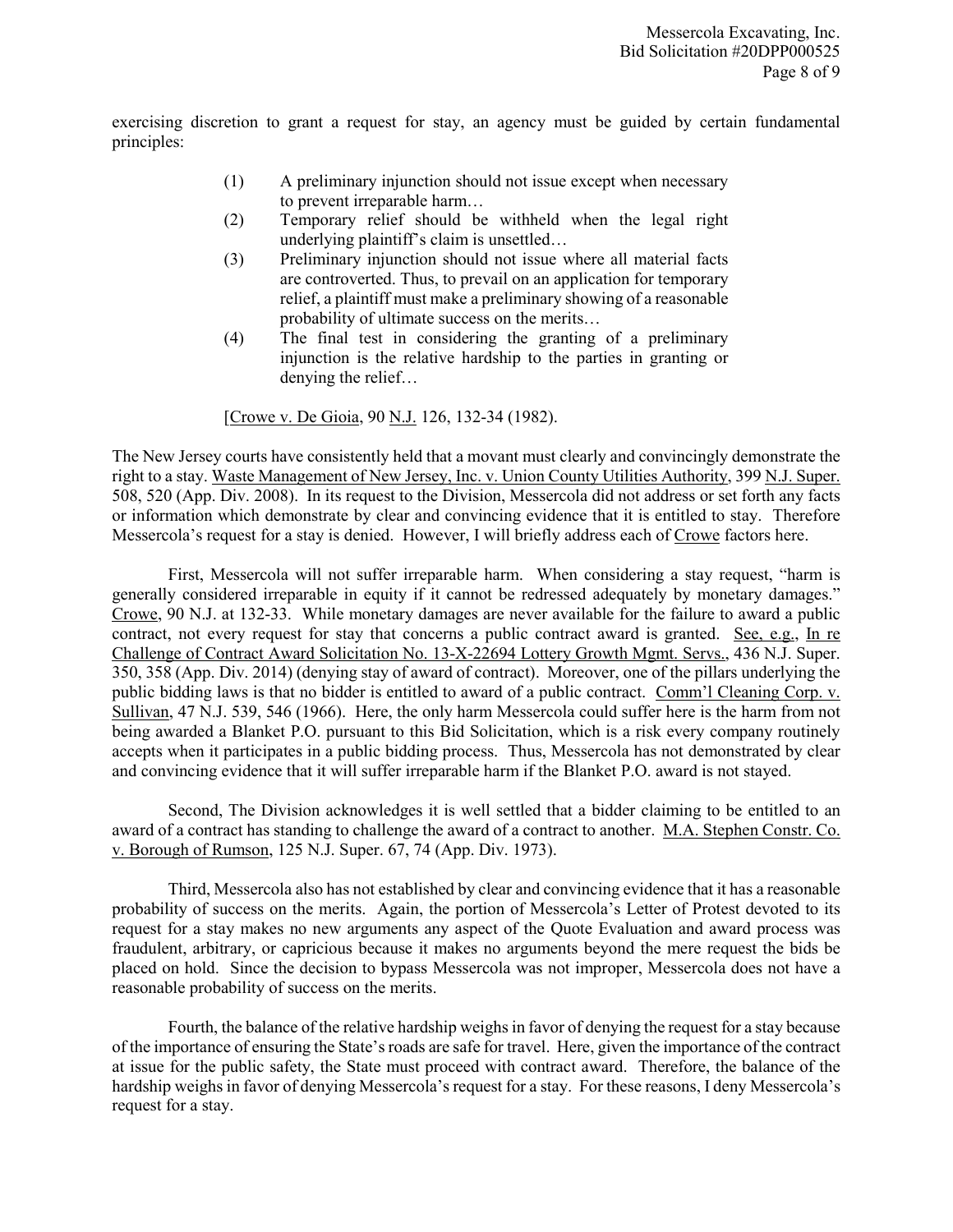exercising discretion to grant a request for stay, an agency must be guided by certain fundamental principles:

> (1) A preliminary injunction should not issue except when necessary to prevent irreparable harm…
>
> (2) Temporary relief should be withheld when the legal right underlying plaintiff's claim is unsettled…
>
> (3) Preliminary injunction should not issue where all material facts are controverted. Thus, to prevail on an application for temporary relief, a plaintiff must make a preliminary showing of a reasonable probability of ultimate success on the merits…
>
> (4) The final test in considering the granting of a preliminary injunction is the relative hardship to the parties in granting or denying the relief…
>
> [<u>Crowe v. De Gioia</u>, 90 <u>N.J.</u> 126, 132-34 (1982).

The New Jersey courts have consistently held that a movant must clearly and convincingly demonstrate the right to a stay. <u>Waste Management of New Jersey, Inc. v. Union County Utilities Authority</u>, 399 <u>N.J. Super.</u> 508, 520 (App. Div. 2008). In its request to the Division, Messercola did not address or set forth any facts or information which demonstrate by clear and convincing evidence that it is entitled to stay. Therefore Messercola's request for a stay is denied. However, I will briefly address each of <u>Crowe</u> factors here.

First, Messercola will not suffer irreparable harm. When considering a stay request, "harm is generally considered irreparable in equity if it cannot be redressed adequately by monetary damages." <u>Crowe</u>, 90 N.J. at 132-33. While monetary damages are never available for the failure to award a public contract, not every request for stay that concerns a public contract award is granted. <u>See, e.g.</u>, <u>In re Challenge of Contract Award Solicitation No. 13-X-22694 Lottery Growth Mgmt. Servs.</u>, 436 N.J. Super. 350, 358 (App. Div. 2014) (denying stay of award of contract). Moreover, one of the pillars underlying the public bidding laws is that no bidder is entitled to award of a public contract. <u>Comm'l Cleaning Corp. v. Sullivan</u>, 47 N.J. 539, 546 (1966). Here, the only harm Messercola could suffer here is the harm from not being awarded a Blanket P.O. pursuant to this Bid Solicitation, which is a risk every company routinely accepts when it participates in a public bidding process. Thus, Messercola has not demonstrated by clear and convincing evidence that it will suffer irreparable harm if the Blanket P.O. award is not stayed.

Second, The Division acknowledges it is well settled that a bidder claiming to be entitled to an award of a contract has standing to challenge the award of a contract to another. <u>M.A. Stephen Constr. Co. v. Borough of Rumson</u>, 125 N.J. Super. 67, 74 (App. Div. 1973).

Third, Messercola also has not established by clear and convincing evidence that it has a reasonable probability of success on the merits. Again, the portion of Messercola's Letter of Protest devoted to its request for a stay makes no new arguments any aspect of the Quote Evaluation and award process was fraudulent, arbitrary, or capricious because it makes no arguments beyond the mere request the bids be placed on hold. Since the decision to bypass Messercola was not improper, Messercola does not have a reasonable probability of success on the merits.

Fourth, the balance of the relative hardship weighs in favor of denying the request for a stay because of the importance of ensuring the State's roads are safe for travel. Here, given the importance of the contract at issue for the public safety, the State must proceed with contract award. Therefore, the balance of the hardship weighs in favor of denying Messercola's request for a stay. For these reasons, I deny Messercola's request for a stay.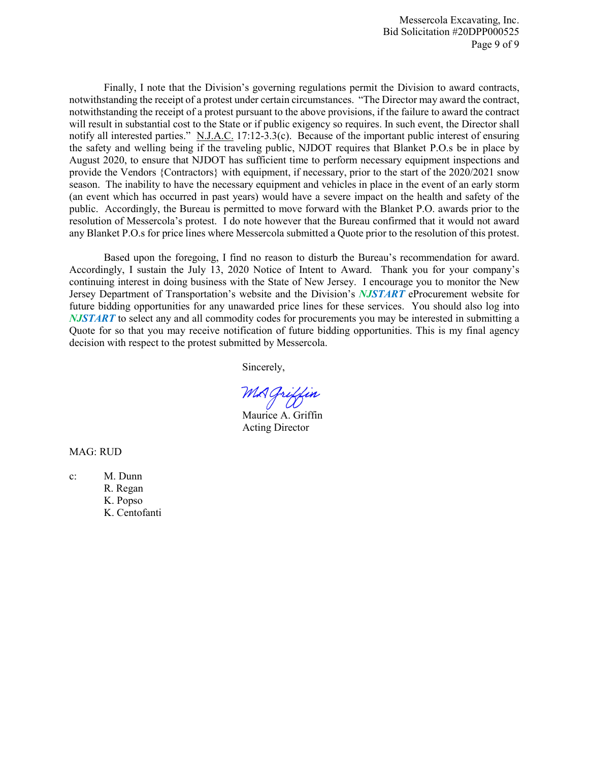Finally, I note that the Division's governing regulations permit the Division to award contracts, notwithstanding the receipt of a protest under certain circumstances. "The Director may award the contract, notwithstanding the receipt of a protest pursuant to the above provisions, if the failure to award the contract will result in substantial cost to the State or if public exigency so requires. In such event, the Director shall notify all interested parties." N.J.A.C. 17:12-3.3(c). Because of the important public interest of ensuring the safety and welling being if the traveling public, NJDOT requires that Blanket P.O.s be in place by August 2020, to ensure that NJDOT has sufficient time to perform necessary equipment inspections and provide the Vendors {Contractors} with equipment, if necessary, prior to the start of the 2020/2021 snow season. The inability to have the necessary equipment and vehicles in place in the event of an early storm (an event which has occurred in past years) would have a severe impact on the health and safety of the public. Accordingly, the Bureau is permitted to move forward with the Blanket P.O. awards prior to the resolution of Messercola's protest. I do note however that the Bureau confirmed that it would not award any Blanket P.O.s for price lines where Messercola submitted a Quote prior to the resolution of this protest.

Based upon the foregoing, I find no reason to disturb the Bureau's recommendation for award. Accordingly, I sustain the July 13, 2020 Notice of Intent to Award. Thank you for your company's continuing interest in doing business with the State of New Jersey. I encourage you to monitor the New Jersey Department of Transportation's website and the Division's ***NJSTART*** eProcurement website for future bidding opportunities for any unawarded price lines for these services. You should also log into ***NJSTART*** to select any and all commodity codes for procurements you may be interested in submitting a Quote for so that you may receive notification of future bidding opportunities. This is my final agency decision with respect to the protest submitted by Messercola.

Sincerely,

MA Griffin

Maurice A. Griffin
Acting Director

MAG: RUD

c: M. Dunn
R. Regan
K. Popso
K. Centofanti